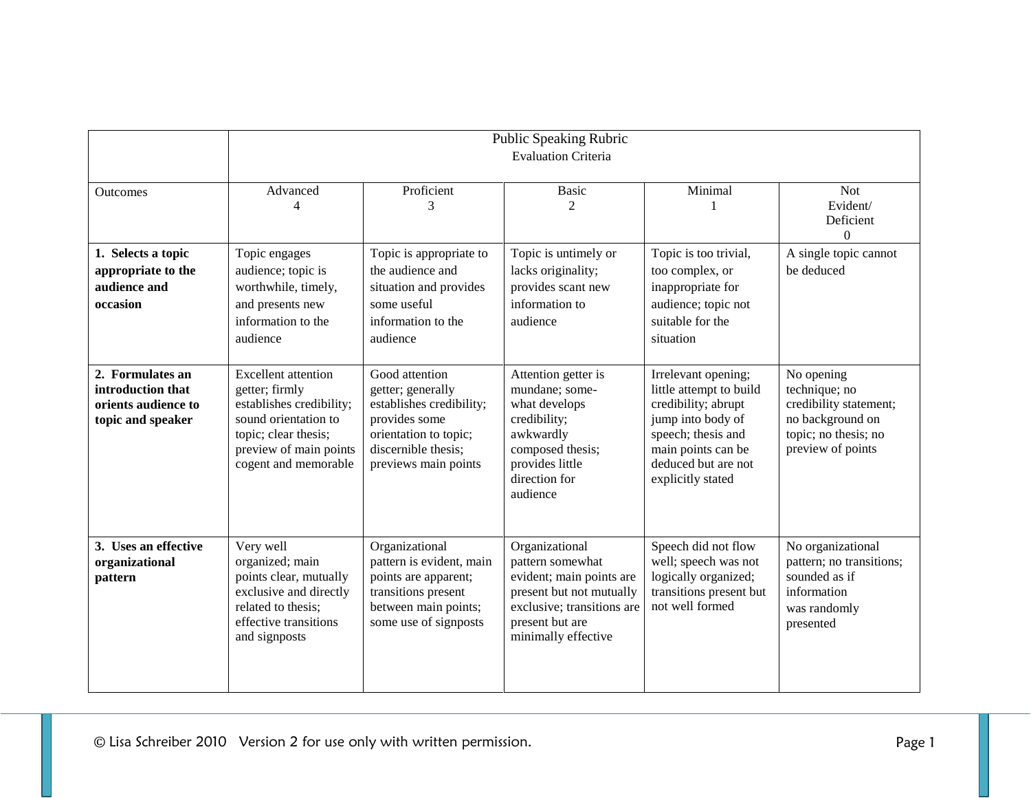| | Public Speaking Rubric<br>Evaluation Criteria | | | | |
|---|---|---|---|---|---|
| Outcomes | Advanced<br>4 | Proficient<br>3 | Basic<br>2 | Minimal<br>1 | Not Evident/ Deficient<br>0 |
| **1. Selects a topic appropriate to the audience and occasion** | Topic engages audience; topic is worthwhile, timely, and presents new information to the audience | Topic is appropriate to the audience and situation and provides some useful information to the audience | Topic is untimely or lacks originality; provides scant new information to audience | Topic is too trivial, too complex, or inappropriate for audience; topic not suitable for the situation | A single topic cannot be deduced |
| **2. Formulates an introduction that orients audience to topic and speaker** | Excellent attention getter; firmly establishes credibility; sound orientation to topic; clear thesis; preview of main points cogent and memorable | Good attention getter; generally establishes credibility; provides some orientation to topic; discernible thesis; previews main points | Attention getter is mundane; some-what develops credibility; awkwardly composed thesis; provides little direction for audience | Irrelevant opening; little attempt to build credibility; abrupt jump into body of speech; thesis and main points can be deduced but are not explicitly stated | No opening technique; no credibility statement; no background on topic; no thesis; no preview of points |
| **3. Uses an effective organizational pattern** | Very well organized; main points clear, mutually exclusive and directly related to thesis; effective transitions and signposts | Organizational pattern is evident, main points are apparent; transitions present between main points; some use of signposts | Organizational pattern somewhat evident; main points are present but not mutually exclusive; transitions are present but are minimally effective | Speech did not flow well; speech was not logically organized; transitions present but not well formed | No organizational pattern; no transitions; sounded as if information was randomly presented |

© Lisa Schreiber 2010 Version 2 for use only with written permission.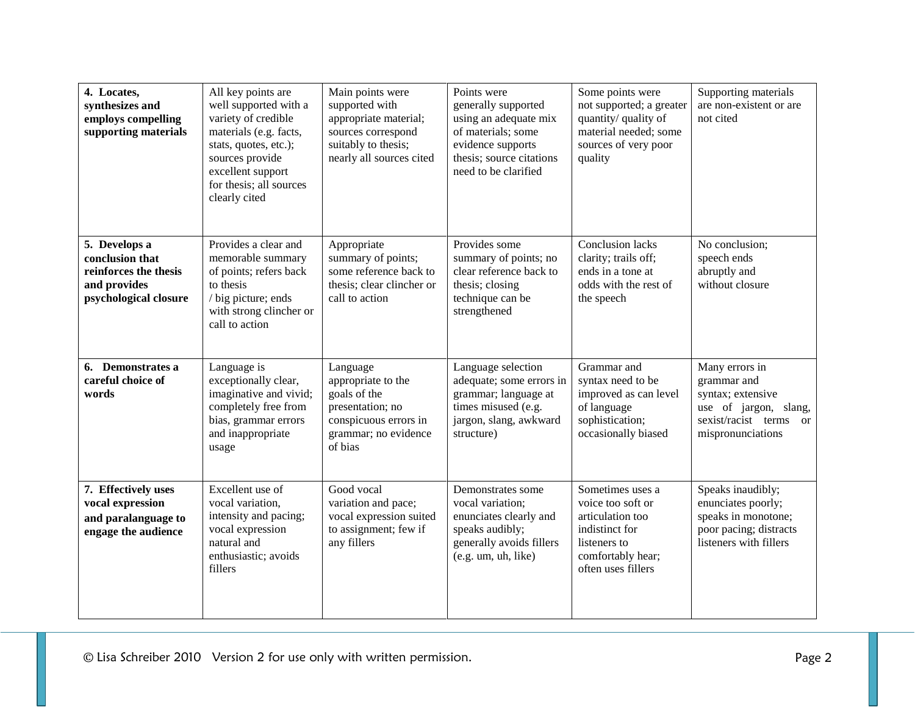| **4. Locates, synthesizes and employs compelling supporting materials** | All key points are well supported with a variety of credible materials (e.g. facts, stats, quotes, etc.); sources provide excellent support for thesis; all sources clearly cited | Main points were supported with appropriate material; sources correspond suitably to thesis; nearly all sources cited | Points were generally supported using an adequate mix of materials; some evidence supports thesis; source citations need to be clarified | Some points were not supported; a greater quantity/ quality of material needed; some sources of very poor quality | Supporting materials are non-existent or are not cited |
|---|---|---|---|---|---|
| **5. Develops a conclusion that reinforces the thesis and provides psychological closure** | Provides a clear and memorable summary of points; refers back to thesis / big picture; ends with strong clincher or call to action | Appropriate summary of points; some reference back to thesis; clear clincher or call to action | Provides some summary of points; no clear reference back to thesis; closing technique can be strengthened | Conclusion lacks clarity; trails off; ends in a tone at odds with the rest of the speech | No conclusion; speech ends abruptly and without closure |
| **6. Demonstrates a careful choice of words** | Language is exceptionally clear, imaginative and vivid; completely free from bias, grammar errors and inappropriate usage | Language appropriate to the goals of the presentation; no conspicuous errors in grammar; no evidence of bias | Language selection adequate; some errors in grammar; language at times misused (e.g. jargon, slang, awkward structure) | Grammar and syntax need to be improved as can level of language sophistication; occasionally biased | Many errors in grammar and syntax; extensive use of jargon, slang, sexist/racist terms or mispronunciations |
| **7. Effectively uses vocal expression and paralanguage to engage the audience** | Excellent use of vocal variation, intensity and pacing; vocal expression natural and enthusiastic; avoids fillers | Good vocal variation and pace; vocal expression suited to assignment; few if any fillers | Demonstrates some vocal variation; enunciates clearly and speaks audibly; generally avoids fillers (e.g. um, uh, like) | Sometimes uses a voice too soft or articulation too indistinct for listeners to comfortably hear; often uses fillers | Speaks inaudibly; enunciates poorly; speaks in monotone; poor pacing; distracts listeners with fillers |

© Lisa Schreiber 2010 Version 2 for use only with written permission.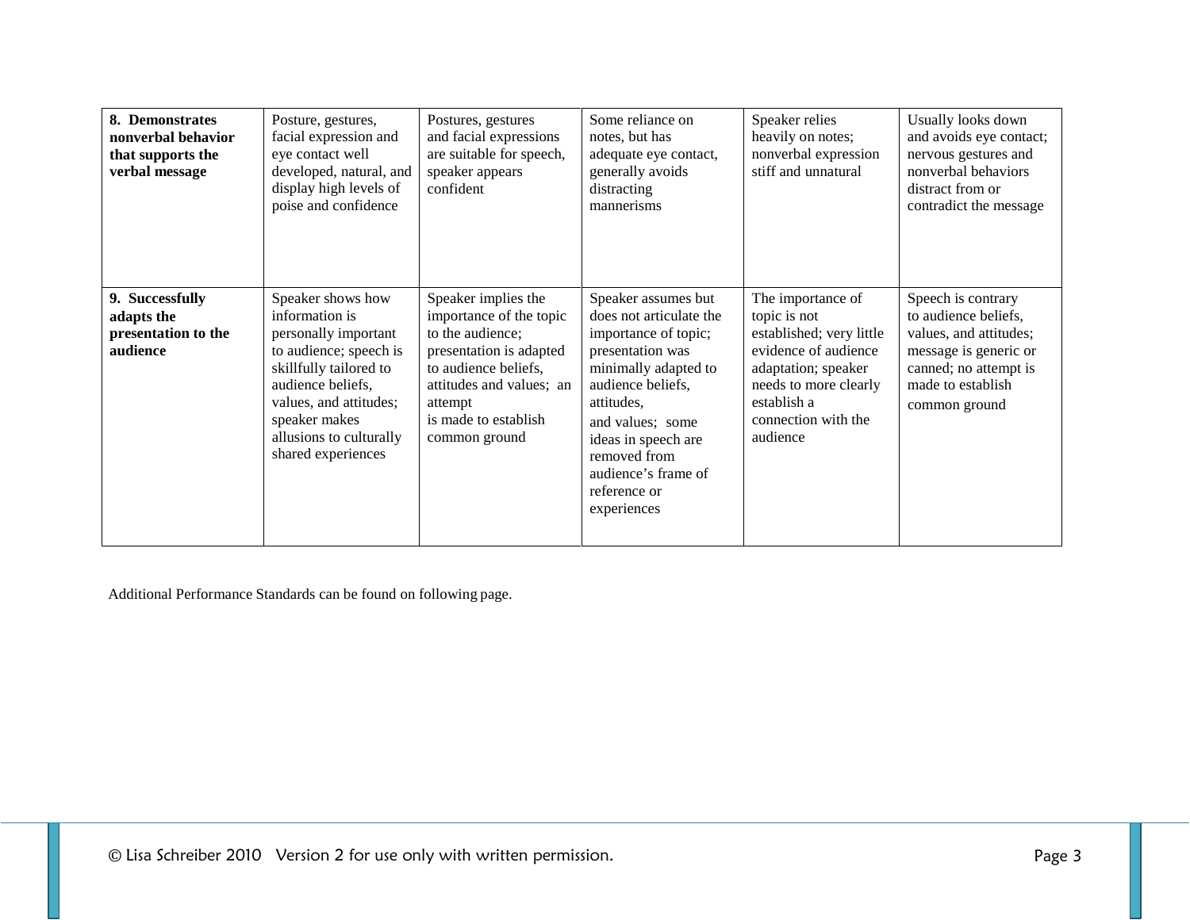| | | | | | |
|---|---|---|---|---|---|
| **8. Demonstrates nonverbal behavior that supports the verbal message** | Posture, gestures, facial expression and eye contact well developed, natural, and display high levels of poise and confidence | Postures, gestures and facial expressions are suitable for speech, speaker appears confident | Some reliance on notes, but has adequate eye contact, generally avoids distracting mannerisms | Speaker relies heavily on notes; nonverbal expression stiff and unnatural | Usually looks down and avoids eye contact; nervous gestures and nonverbal behaviors distract from or contradict the message |
| **9. Successfully adapts the presentation to the audience** | Speaker shows how information is personally important to audience; speech is skillfully tailored to audience beliefs, values, and attitudes; speaker makes allusions to culturally shared experiences | Speaker implies the importance of the topic to the audience; presentation is adapted to audience beliefs, attitudes and values; an attempt is made to establish common ground | Speaker assumes but does not articulate the importance of topic; presentation was minimally adapted to audience beliefs, attitudes, and values; some ideas in speech are removed from audience's frame of reference or experiences | The importance of topic is not established; very little evidence of audience adaptation; speaker needs to more clearly establish a connection with the audience | Speech is contrary to audience beliefs, values, and attitudes; message is generic or canned; no attempt is made to establish common ground |

Additional Performance Standards can be found on following page.

© Lisa Schreiber 2010 Version 2 for use only with written permission.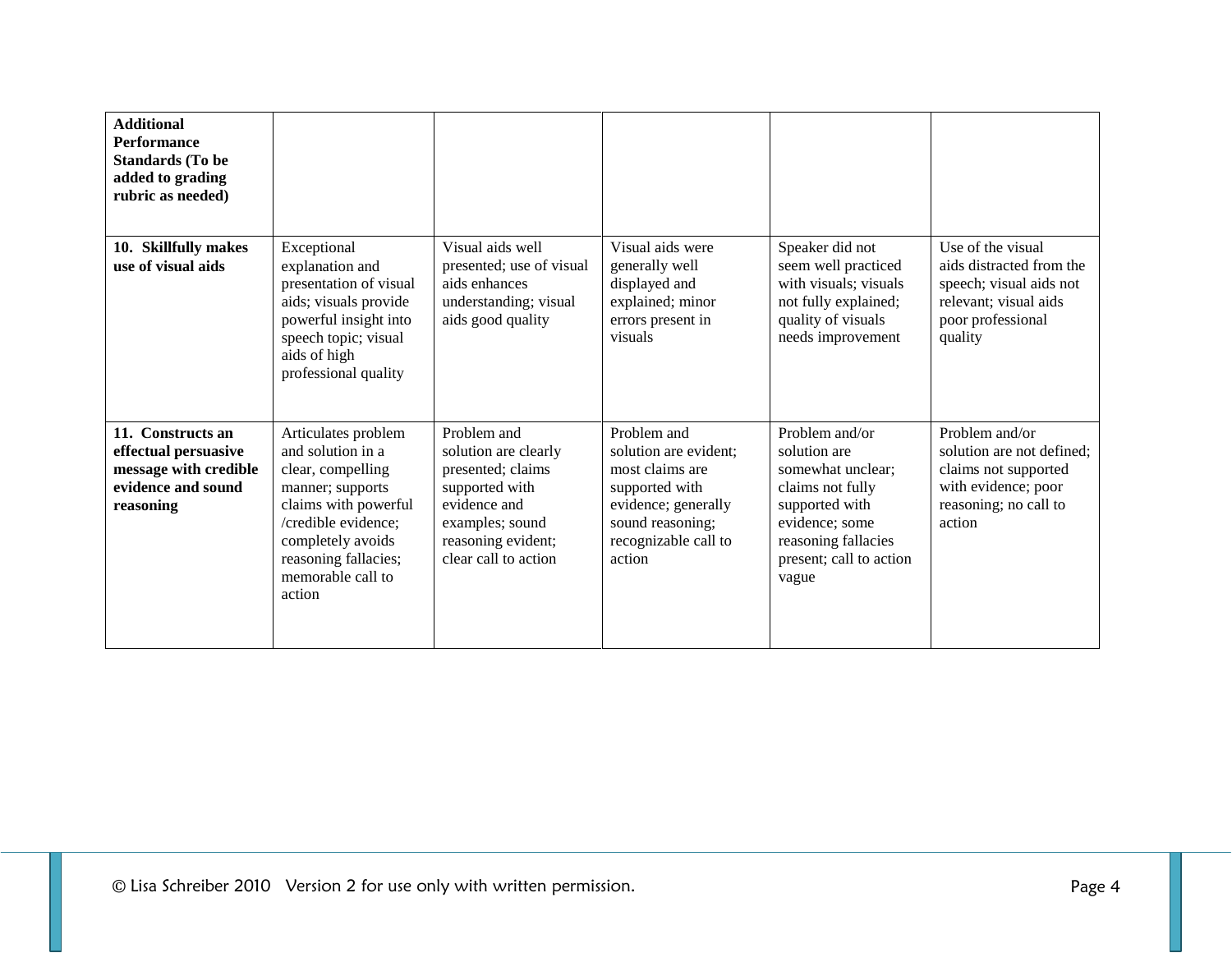| | | | | | |
|---|---|---|---|---|---|
| **Additional Performance Standards (To be added to grading rubric as needed)** | | | | | |
| **10. Skillfully makes use of visual aids** | Exceptional explanation and presentation of visual aids; visuals provide powerful insight into speech topic; visual aids of high professional quality | Visual aids well presented; use of visual aids enhances understanding; visual aids good quality | Visual aids were generally well displayed and explained; minor errors present in visuals | Speaker did not seem well practiced with visuals; visuals not fully explained; quality of visuals needs improvement | Use of the visual aids distracted from the speech; visual aids not relevant; visual aids poor professional quality |
| **11. Constructs an effectual persuasive message with credible evidence and sound reasoning** | Articulates problem and solution in a clear, compelling manner; supports claims with powerful /credible evidence; completely avoids reasoning fallacies; memorable call to action | Problem and solution are clearly presented; claims supported with evidence and examples; sound reasoning evident; clear call to action | Problem and solution are evident; most claims are supported with evidence; generally sound reasoning; recognizable call to action | Problem and/or solution are somewhat unclear; claims not fully supported with evidence; some reasoning fallacies present; call to action vague | Problem and/or solution are not defined; claims not supported with evidence; poor reasoning; no call to action |

© Lisa Schreiber 2010 Version 2 for use only with written permission.